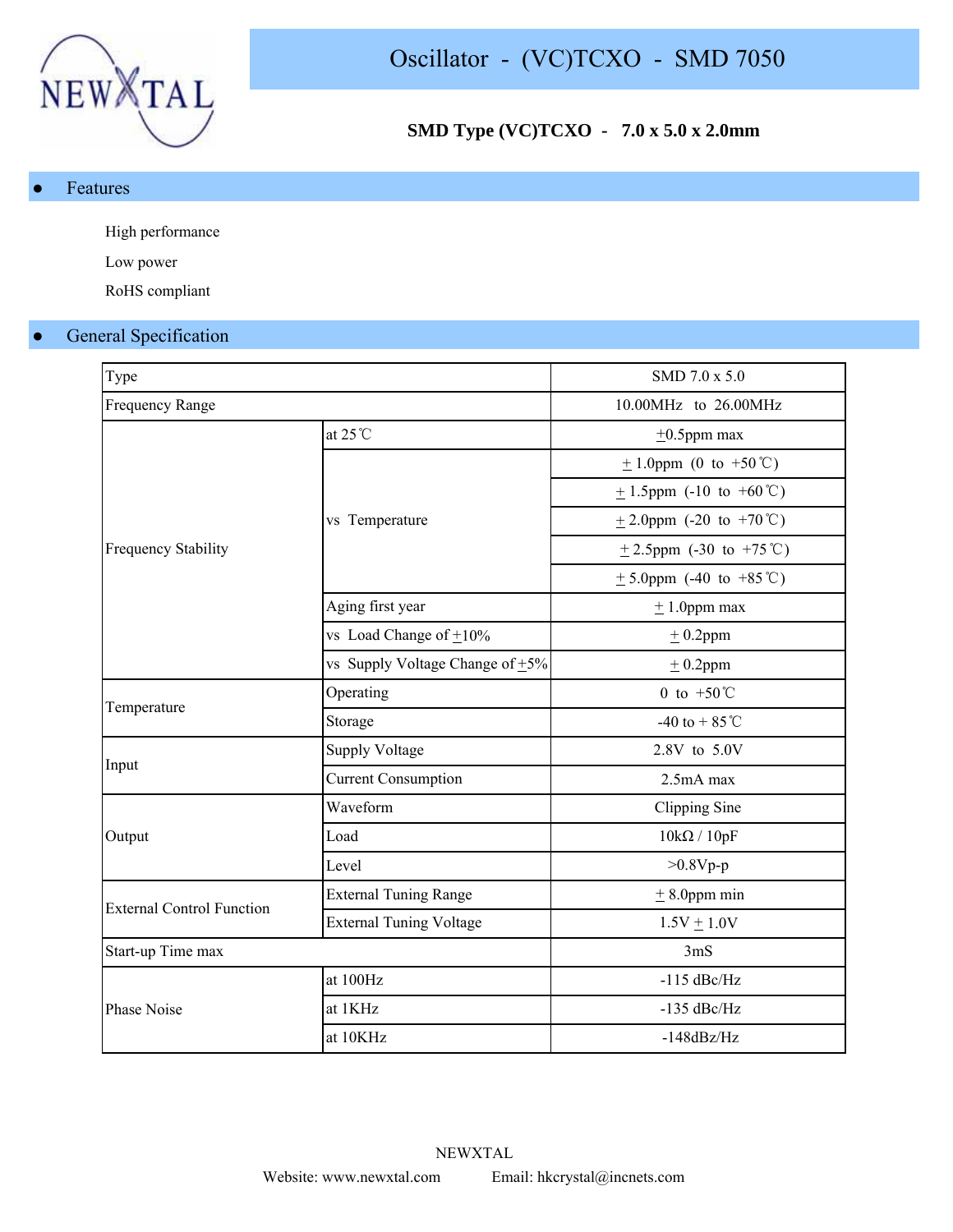# Oscillator - (VC)TCXO - SMD 7050

**SMD Type (VC)TCXO - 7.0 x 5.0 x 2.0mm**

## Features

High performance

Low power

RoHS compliant

## General Specification

| Type | | SMD 7.0 x 5.0 |
|---|---|---|
| Frequency Range | | 10.00MHz to 26.00MHz |
| Frequency Stability | at 25℃ | ±0.5ppm max |
| | vs Temperature | ± 1.0ppm (0 to +50℃) |
| | | ± 1.5ppm (-10 to +60℃) |
| | | ± 2.0ppm (-20 to +70℃) |
| | | ± 2.5ppm (-30 to +75℃) |
| | | ± 5.0ppm (-40 to +85℃) |
| | Aging first year | ± 1.0ppm max |
| | vs Load Change of ±10% | ± 0.2ppm |
| | vs Supply Voltage Change of ±5% | ± 0.2ppm |
| Temperature | Operating | 0 to +50℃ |
| | Storage | -40 to + 85℃ |
| Input | Supply Voltage | 2.8V to 5.0V |
| | Current Consumption | 2.5mA max |
| Output | Waveform | Clipping Sine |
| | Load | 10kΩ / 10pF |
| | Level | >0.8Vp-p |
| External Control Function | External Tuning Range | ± 8.0ppm min |
| | External Tuning Voltage | 1.5V ± 1.0V |
| Start-up Time max | | 3mS |
| Phase Noise | at 100Hz | -115 dBc/Hz |
| | at 1KHz | -135 dBc/Hz |
| | at 10KHz | -148dBz/Hz |

NEWXTAL

Website: www.newxtal.com Email: hkcrystal@incnets.com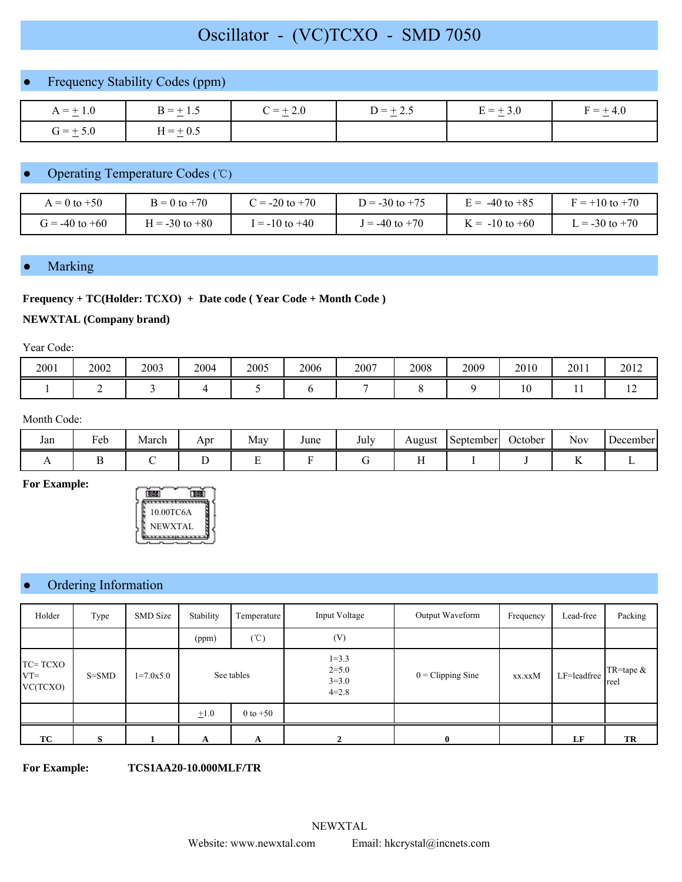# Oscillator - (VC)TCXO - SMD 7050

## Frequency Stability Codes (ppm)

| A = ± 1.0 | B = ± 1.5 | C = ± 2.0 | D = ± 2.5 | E = ± 3.0 | F = ± 4.0 |
|---|---|---|---|---|---|
| G = ± 5.0 | H = ± 0.5 | | | | |

## Operating Temperature Codes (℃)

| A = 0 to +50 | B = 0 to +70 | C = -20 to +70 | D = -30 to +75 | E = -40 to +85 | F = +10 to +70 |
|---|---|---|---|---|---|
| G = -40 to +60 | H = -30 to +80 | I = -10 to +40 | J = -40 to +70 | K = -10 to +60 | L = -30 to +70 |

## Marking

**Frequency + TC(Holder: TCXO) + Date code ( Year Code + Month Code )**

**NEWXTAL (Company brand)**

Year Code:

| 2001 | 2002 | 2003 | 2004 | 2005 | 2006 | 2007 | 2008 | 2009 | 2010 | 2011 | 2012 |
|---|---|---|---|---|---|---|---|---|---|---|---|
| 1 | 2 | 3 | 4 | 5 | 6 | 7 | 8 | 9 | 10 | 11 | 12 |

Month Code:

| Jan | Feb | March | Apr | May | June | July | August | September | October | Nov | December |
|---|---|---|---|---|---|---|---|---|---|---|---|
| A | B | C | D | E | F | G | H | I | J | K | L |

**For Example:**

10.00TC6A
NEWXTAL

## Ordering Information

| Holder | Type | SMD Size | Stability | Temperature | Input Voltage | Output Waveform | Frequency | Lead-free | Packing |
|---|---|---|---|---|---|---|---|---|---|
| | | | (ppm) | (℃) | (V) | | | | |
| TC= TCXO VT= VC(TCXO) | S=SMD | 1=7.0x5.0 | See tables | | 1=3.3 2=5.0 3=3.0 4=2.8 | 0 = Clipping Sine | xx.xxM | LF=leadfree | TR=tape & reel |
| | | | ±1.0 | 0 to +50 | | | | | |
| **TC** | **S** | **1** | **A** | **A** | **2** | **0** | | **LF** | **TR** |

**For Example:** **TCS1AA20-10.000MLF/TR**

NEWXTAL

Website: www.newxtal.com Email: hkcrystal@incnets.com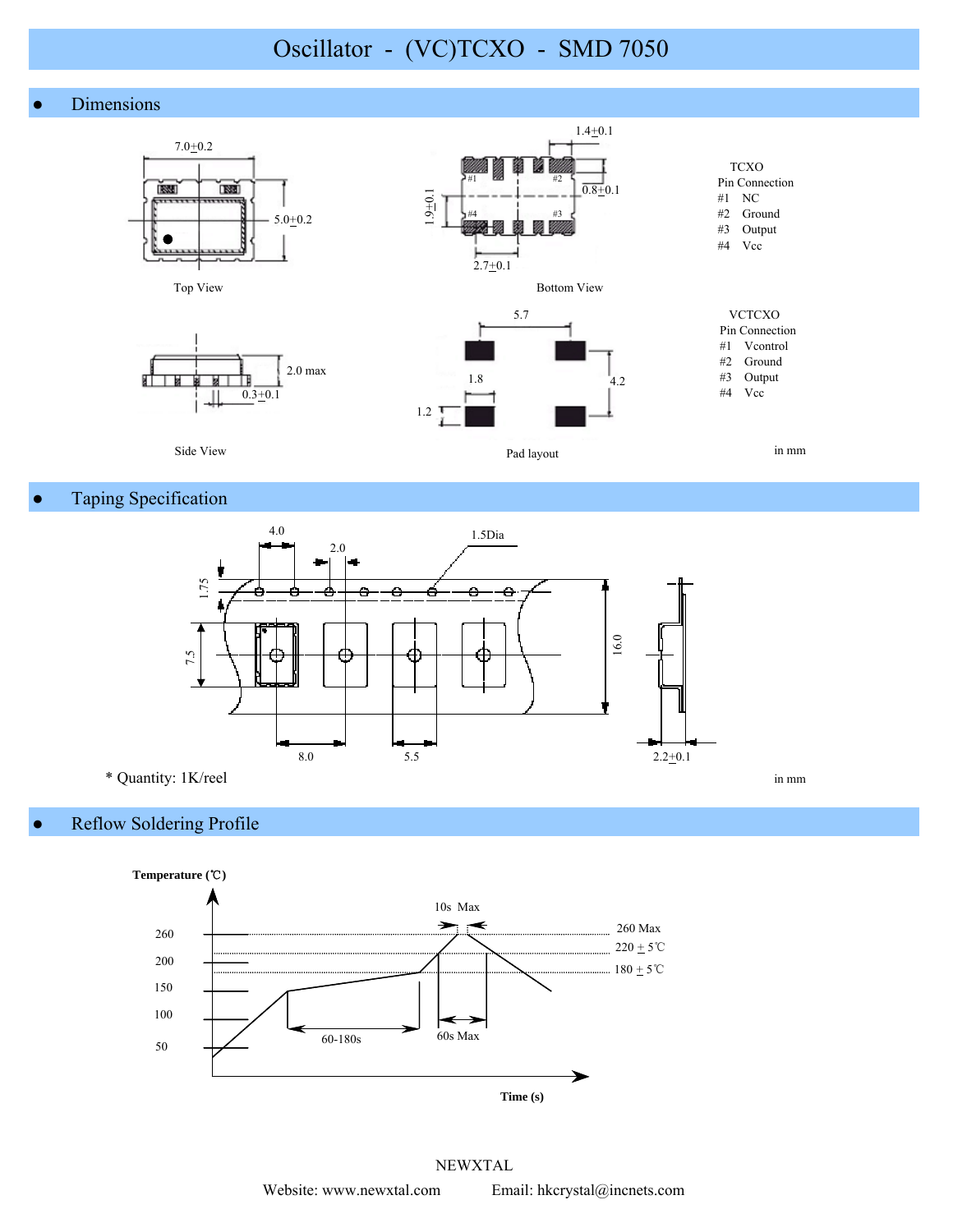# Oscillator - (VC)TCXO - SMD 7050

## Dimensions

7.0±0.2

5.0±0.2

Top View

1.4±0.1

#1 #2

0.8±0.1

1.9±0.1

#4 #3

2.7±0.1

Bottom View

TCXO
Pin Connection
#1 NC
#2 Ground
#3 Output
#4 Vcc

2.0 max

0.3±0.1

Side View

5.7

1.8

4.2

1.2

Pad layout

VCTCXO
Pin Connection
#1 Vcontrol
#2 Ground
#3 Output
#4 Vcc

in mm

## Taping Specification

4.0

2.0

1.5Dia

1.75

7.5

16.0

8.0

5.5

2.2±0.1

* Quantity: 1K/reel

in mm

## Reflow Soldering Profile

Temperature (℃)

260

200

150

100

50

10s Max

260 Max

220 ± 5℃

180 ± 5℃

60-180s

60s Max

Time (s)

NEWXTAL

Website: www.newxtal.com Email: hkcrystal@incnets.com